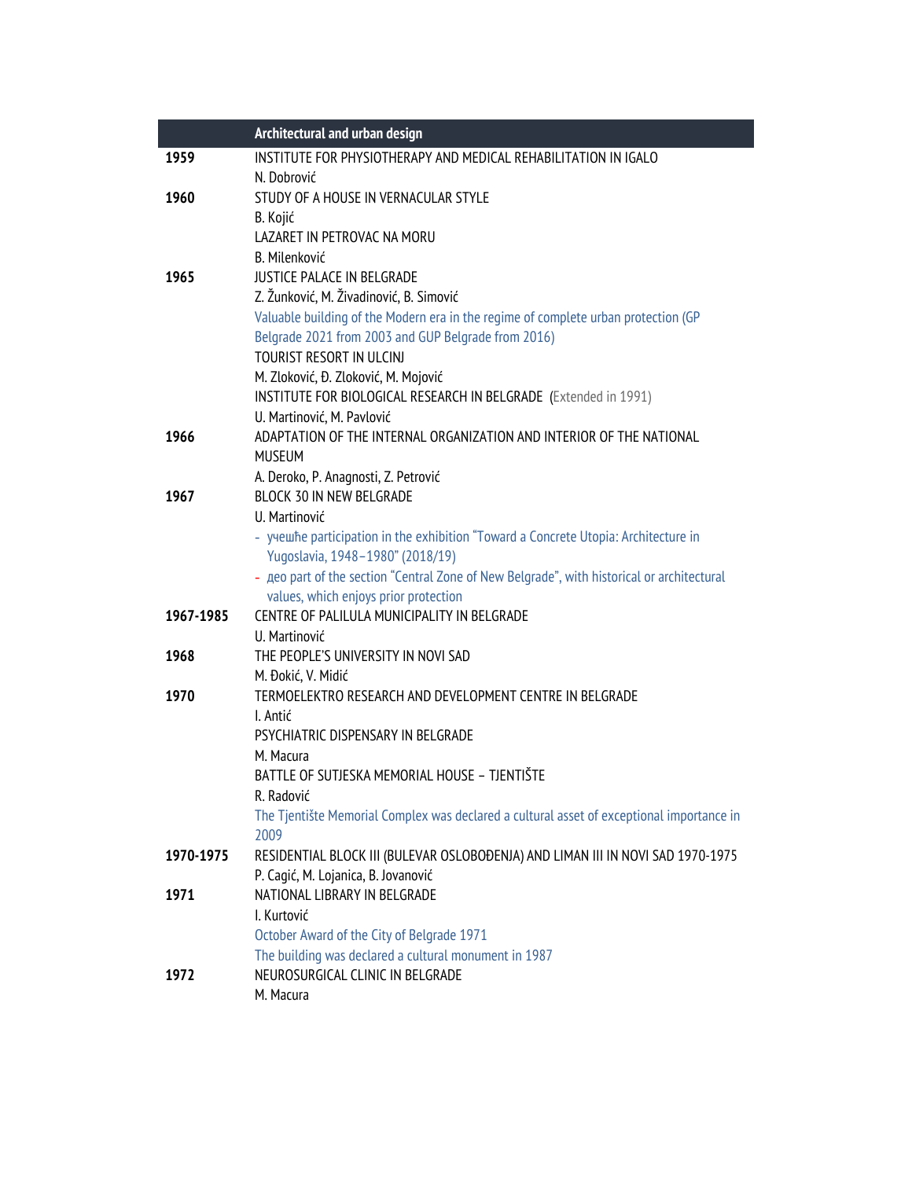| | Architectural and urban design |
|---|---|
| 1959 | INSTITUTE FOR PHYSIOTHERAPY AND MEDICAL REHABILITATION IN IGALO<br>N. Dobrović |
| 1960 | STUDY OF A HOUSE IN VERNACULAR STYLE<br>B. Kojić<br>LAZARET IN PETROVAC NA MORU<br>B. Milenković |
| 1965 | JUSTICE PALACE IN BELGRADE<br>Z. Žunković, M. Živadinović, B. Simović<br>Valuable building of the Modern era in the regime of complete urban protection (GP Belgrade 2021 from 2003 and GUP Belgrade from 2016)<br>TOURIST RESORT IN ULCINJ<br>M. Zloković, Đ. Zloković, M. Mojović<br>INSTITUTE FOR BIOLOGICAL RESEARCH IN BELGRADE (Extended in 1991)<br>U. Martinović, M. Pavlović |
| 1966 | ADAPTATION OF THE INTERNAL ORGANIZATION AND INTERIOR OF THE NATIONAL MUSEUM<br>A. Deroko, P. Anagnosti, Z. Petrović |
| 1967 | BLOCK 30 IN NEW BELGRADE<br>U. Martinović<br>- учешће participation in the exhibition “Toward a Concrete Utopia: Architecture in Yugoslavia, 1948–1980” (2018/19)<br>- део part of the section “Central Zone of New Belgrade”, with historical or architectural values, which enjoys prior protection |
| 1967-1985 | CENTRE OF PALILULA MUNICIPALITY IN BELGRADE<br>U. Martinović |
| 1968 | THE PEOPLE’S UNIVERSITY IN NOVI SAD<br>M. Đokić, V. Midić |
| 1970 | TERMOELEKTRO RESEARCH AND DEVELOPMENT CENTRE IN BELGRADE<br>I. Antić<br>PSYCHIATRIC DISPENSARY IN BELGRADE<br>M. Macura<br>BATTLE OF SUTJESKA MEMORIAL HOUSE – TJENTIŠTE<br>R. Radović<br>The Tjentište Memorial Complex was declared a cultural asset of exceptional importance in 2009 |
| 1970-1975 | RESIDENTIAL BLOCK III (BULEVAR OSLOBOĐENJA) AND LIMAN III IN NOVI SAD 1970-1975<br>P. Cagić, M. Lojanica, B. Jovanović |
| 1971 | NATIONAL LIBRARY IN BELGRADE<br>I. Kurtović<br>October Award of the City of Belgrade 1971<br>The building was declared a cultural monument in 1987 |
| 1972 | NEUROSURGICAL CLINIC IN BELGRADE<br>M. Macura |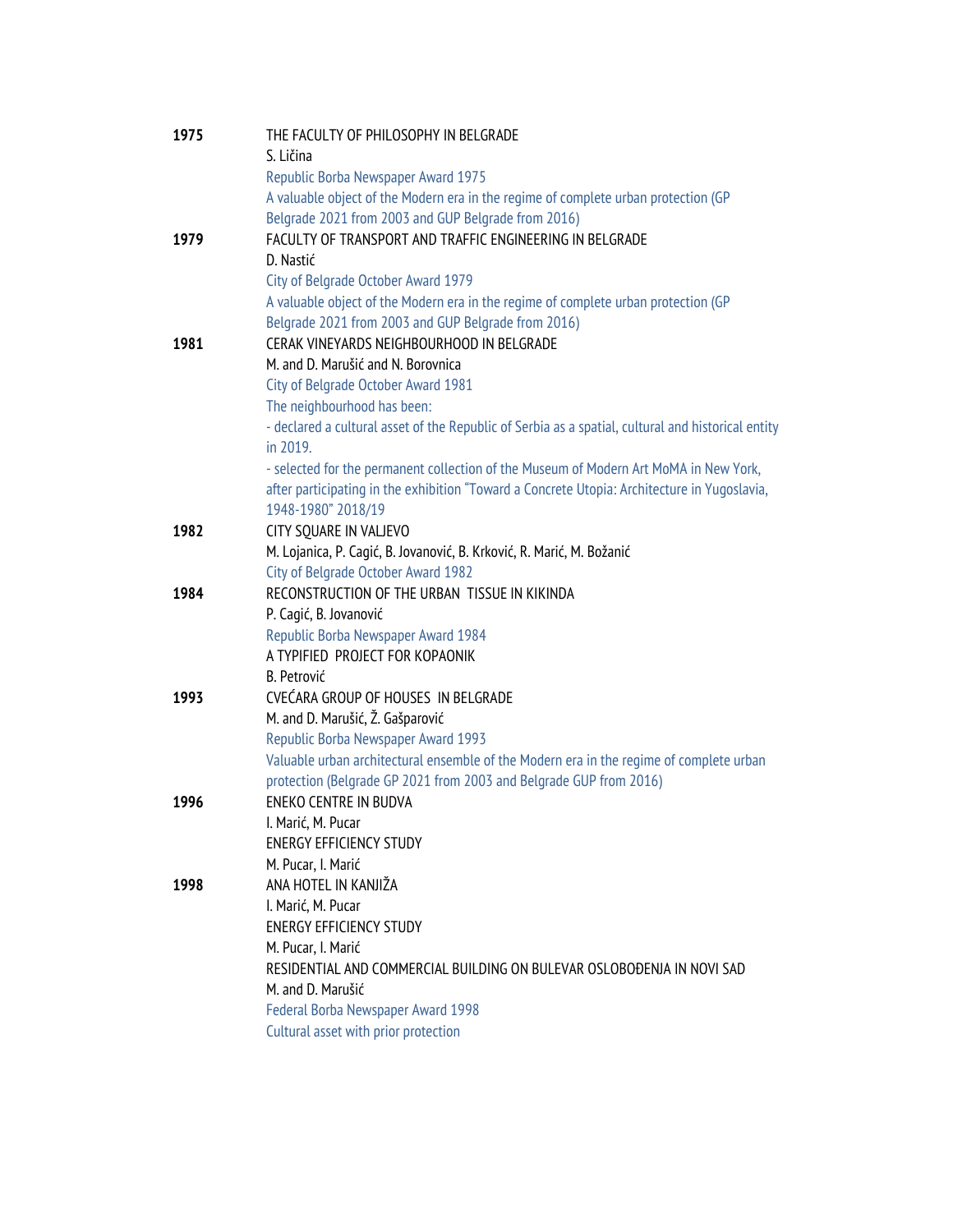**1975** THE FACULTY OF PHILOSOPHY IN BELGRADE
S. Ličina
Republic Borba Newspaper Award 1975
A valuable object of the Modern era in the regime of complete urban protection (GP Belgrade 2021 from 2003 and GUP Belgrade from 2016)

**1979** FACULTY OF TRANSPORT AND TRAFFIC ENGINEERING IN BELGRADE
D. Nastić
City of Belgrade October Award 1979
A valuable object of the Modern era in the regime of complete urban protection (GP Belgrade 2021 from 2003 and GUP Belgrade from 2016)

**1981** CERAK VINEYARDS NEIGHBOURHOOD IN BELGRADE
M. and D. Marušić and N. Borovnica
City of Belgrade October Award 1981
The neighbourhood has been:
- declared a cultural asset of the Republic of Serbia as a spatial, cultural and historical entity in 2019.
- selected for the permanent collection of the Museum of Modern Art MoMA in New York, after participating in the exhibition "Toward a Concrete Utopia: Architecture in Yugoslavia, 1948-1980" 2018/19

**1982** CITY SQUARE IN VALJEVO
M. Lojanica, P. Cagić, B. Jovanović, B. Krković, R. Marić, M. Božanić
City of Belgrade October Award 1982

**1984** RECONSTRUCTION OF THE URBAN TISSUE IN KIKINDA
P. Cagić, B. Jovanović
Republic Borba Newspaper Award 1984
A TYPIFIED PROJECT FOR KOPAONIK
B. Petrović

**1993** CVEĆARA GROUP OF HOUSES IN BELGRADE
M. and D. Marušić, Ž. Gašparović
Republic Borba Newspaper Award 1993
Valuable urban architectural ensemble of the Modern era in the regime of complete urban protection (Belgrade GP 2021 from 2003 and Belgrade GUP from 2016)

**1996** ENEKO CENTRE IN BUDVA
I. Marić, M. Pucar
ENERGY EFFICIENCY STUDY
M. Pucar, I. Marić

**1998** ANA HOTEL IN KANJIŽA
I. Marić, M. Pucar
ENERGY EFFICIENCY STUDY
M. Pucar, I. Marić
RESIDENTIAL AND COMMERCIAL BUILDING ON BULEVAR OSLOBOĐENJA IN NOVI SAD
M. and D. Marušić
Federal Borba Newspaper Award 1998
Cultural asset with prior protection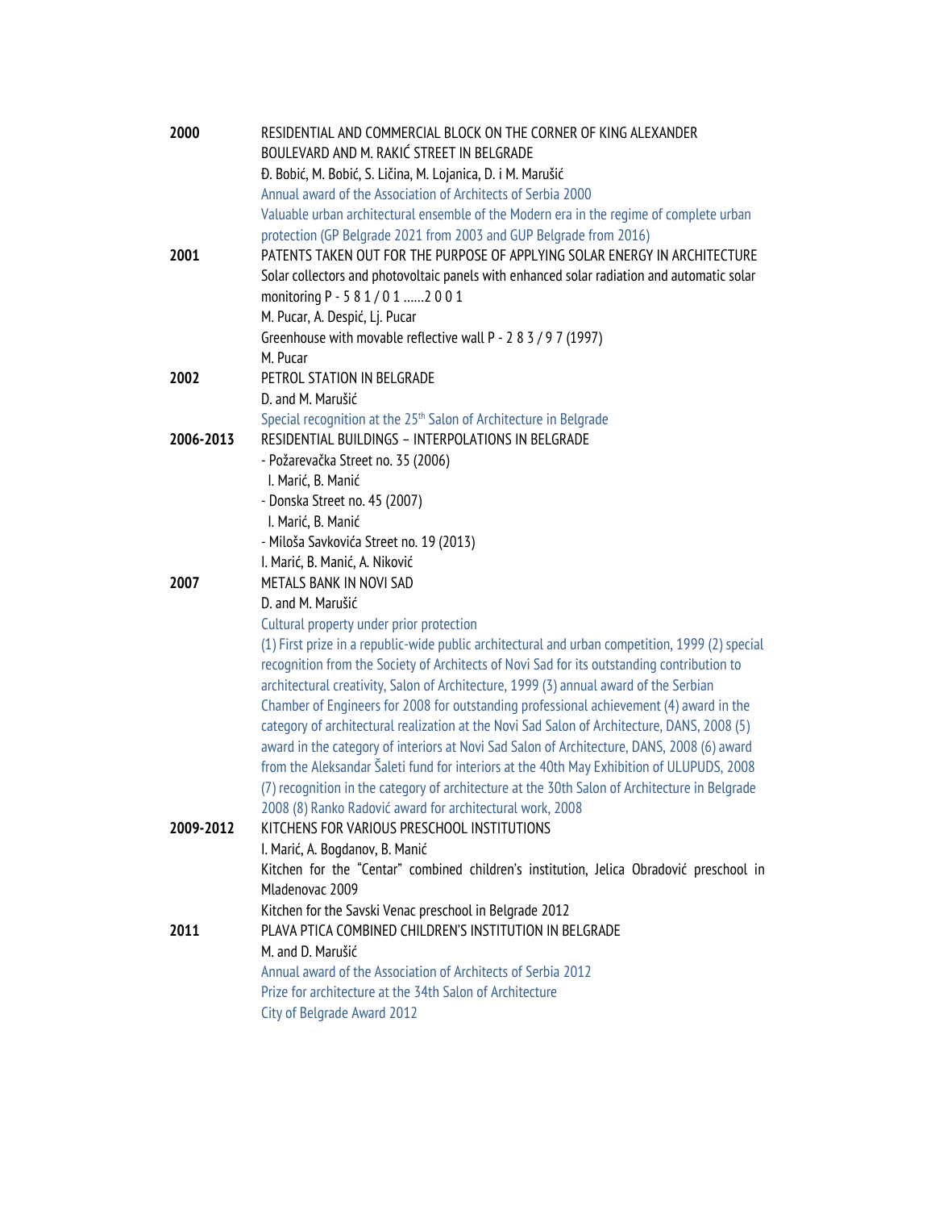**2000** RESIDENTIAL AND COMMERCIAL BLOCK ON THE CORNER OF KING ALEXANDER BOULEVARD AND M. RAKIĆ STREET IN BELGRADE
Đ. Bobić, M. Bobić, S. Ličina, M. Lojanica, D. i M. Marušić
Annual award of the Association of Architects of Serbia 2000
Valuable urban architectural ensemble of the Modern era in the regime of complete urban protection (GP Belgrade 2021 from 2003 and GUP Belgrade from 2016)

**2001** PATENTS TAKEN OUT FOR THE PURPOSE OF APPLYING SOLAR ENERGY IN ARCHITECTURE
Solar collectors and photovoltaic panels with enhanced solar radiation and automatic solar monitoring P - 5 8 1 / 0 1 ……2 0 0 1
M. Pucar, A. Despić, Lj. Pucar
Greenhouse with movable reflective wall P - 2 8 3 / 9 7 (1997)
M. Pucar

**2002** PETROL STATION IN BELGRADE
D. and M. Marušić
Special recognition at the 25th Salon of Architecture in Belgrade

**2006-2013** RESIDENTIAL BUILDINGS – INTERPOLATIONS IN BELGRADE
- Požarevačka Street no. 35 (2006)
  I. Marić, B. Manić
- Donska Street no. 45 (2007)
  I. Marić, B. Manić
- Miloša Savkovića Street no. 19 (2013)
  I. Marić, B. Manić, A. Niković

**2007** METALS BANK IN NOVI SAD
D. and M. Marušić
Cultural property under prior protection
(1) First prize in a republic-wide public architectural and urban competition, 1999 (2) special recognition from the Society of Architects of Novi Sad for its outstanding contribution to architectural creativity, Salon of Architecture, 1999 (3) annual award of the Serbian Chamber of Engineers for 2008 for outstanding professional achievement (4) award in the category of architectural realization at the Novi Sad Salon of Architecture, DANS, 2008 (5) award in the category of interiors at Novi Sad Salon of Architecture, DANS, 2008 (6) award from the Aleksandar Šaleti fund for interiors at the 40th May Exhibition of ULUPUDS, 2008 (7) recognition in the category of architecture at the 30th Salon of Architecture in Belgrade 2008 (8) Ranko Radović award for architectural work, 2008

**2009-2012** KITCHENS FOR VARIOUS PRESCHOOL INSTITUTIONS
I. Marić, A. Bogdanov, B. Manić
Kitchen for the "Centar" combined children's institution, Jelica Obradović preschool in Mladenovac 2009
Kitchen for the Savski Venac preschool in Belgrade 2012

**2011** PLAVA PTICA COMBINED CHILDREN'S INSTITUTION IN BELGRADE
M. and D. Marušić
Annual award of the Association of Architects of Serbia 2012
Prize for architecture at the 34th Salon of Architecture
City of Belgrade Award 2012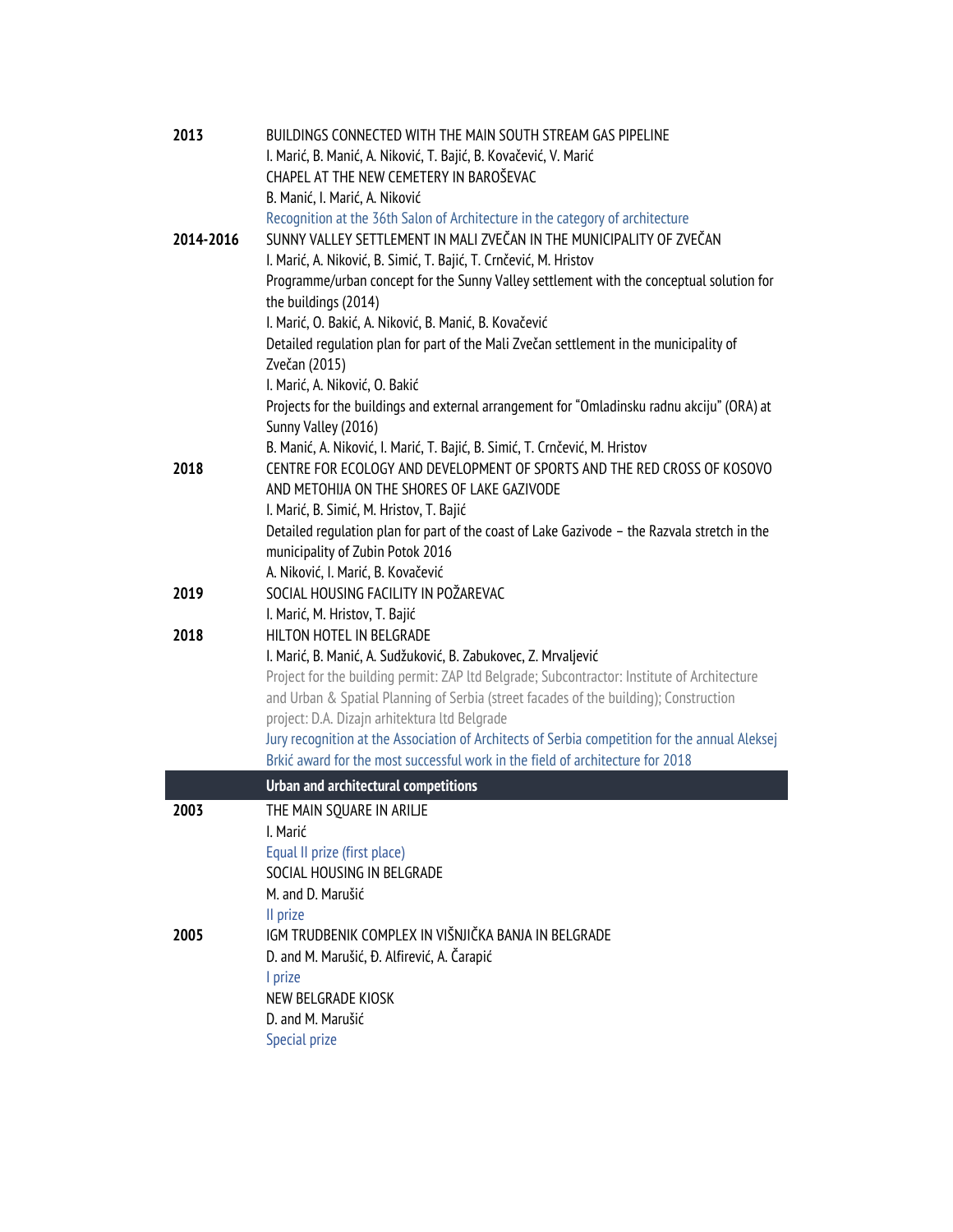**2013**

BUILDINGS CONNECTED WITH THE MAIN SOUTH STREAM GAS PIPELINE
I. Marić, B. Manić, A. Niković, T. Bajić, B. Kovačević, V. Marić

CHAPEL AT THE NEW CEMETERY IN BAROŠEVAC
B. Manić, I. Marić, A. Niković
Recognition at the 36th Salon of Architecture in the category of architecture

**2014-2016**

SUNNY VALLEY SETTLEMENT IN MALI ZVEČAN IN THE MUNICIPALITY OF ZVEČAN
I. Marić, A. Niković, B. Simić, T. Bajić, T. Crnčević, M. Hristov

Programme/urban concept for the Sunny Valley settlement with the conceptual solution for the buildings (2014)
I. Marić, O. Bakić, A. Niković, B. Manić, B. Kovačević

Detailed regulation plan for part of the Mali Zvečan settlement in the municipality of Zvečan (2015)
I. Marić, A. Niković, O. Bakić

Projects for the buildings and external arrangement for "Omladinsku radnu akciju" (ORA) at Sunny Valley (2016)
B. Manić, A. Niković, I. Marić, T. Bajić, B. Simić, T. Crnčević, M. Hristov

**2018**

CENTRE FOR ECOLOGY AND DEVELOPMENT OF SPORTS AND THE RED CROSS OF KOSOVO AND METOHIJA ON THE SHORES OF LAKE GAZIVODE
I. Marić, B. Simić, M. Hristov, T. Bajić

Detailed regulation plan for part of the coast of Lake Gazivode – the Razvala stretch in the municipality of Zubin Potok 2016
A. Niković, I. Marić, B. Kovačević

**2019**

SOCIAL HOUSING FACILITY IN POŽAREVAC
I. Marić, M. Hristov, T. Bajić

**2018**

HILTON HOTEL IN BELGRADE
I. Marić, B. Manić, A. Sudžuković, B. Zabukovec, Z. Mrvaljević
Project for the building permit: ZAP ltd Belgrade; Subcontractor: Institute of Architecture and Urban & Spatial Planning of Serbia (street facades of the building); Construction project: D.A. Dizajn arhitektura ltd Belgrade
Jury recognition at the Association of Architects of Serbia competition for the annual Aleksej Brkić award for the most successful work in the field of architecture for 2018

## Urban and architectural competitions

**2003**

THE MAIN SQUARE IN ARILJE
I. Marić
Equal II prize (first place)

SOCIAL HOUSING IN BELGRADE
M. and D. Marušić
II prize

**2005**

IGM TRUDBENIK COMPLEX IN VIŠNJIČKA BANJA IN BELGRADE
D. and M. Marušić, Đ. Alfirević, A. Čarapić
I prize

NEW BELGRADE KIOSK
D. and M. Marušić
Special prize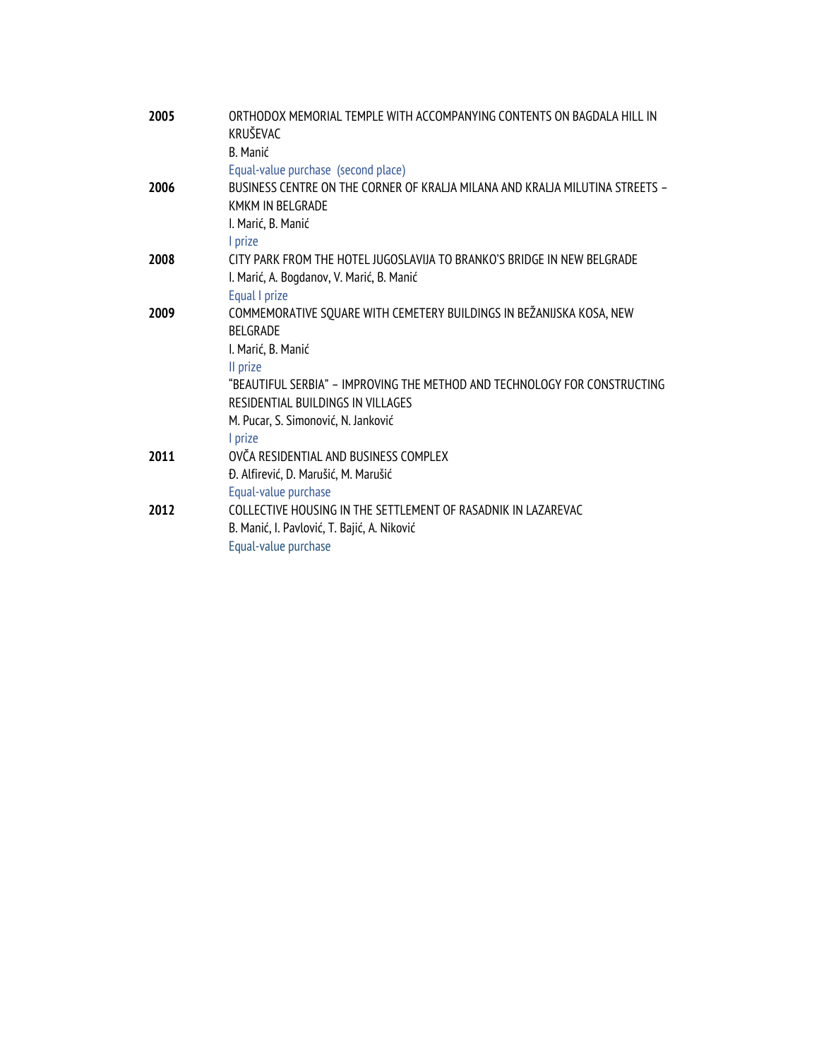**2005** ORTHODOX MEMORIAL TEMPLE WITH ACCOMPANYING CONTENTS ON BAGDALA HILL IN KRUŠEVAC
B. Manić
Equal-value purchase (second place)

**2006** BUSINESS CENTRE ON THE CORNER OF KRALJA MILANA AND KRALJA MILUTINA STREETS – KMKM IN BELGRADE
I. Marić, B. Manić
I prize

**2008** CITY PARK FROM THE HOTEL JUGOSLAVIJA TO BRANKO'S BRIDGE IN NEW BELGRADE
I. Marić, A. Bogdanov, V. Marić, B. Manić
Equal I prize

**2009** COMMEMORATIVE SQUARE WITH CEMETERY BUILDINGS IN BEŽANIJSKA KOSA, NEW BELGRADE
I. Marić, B. Manić
II prize

"BEAUTIFUL SERBIA" – IMPROVING THE METHOD AND TECHNOLOGY FOR CONSTRUCTING RESIDENTIAL BUILDINGS IN VILLAGES
M. Pucar, S. Simonović, N. Janković
I prize

**2011** OVČA RESIDENTIAL AND BUSINESS COMPLEX
Đ. Alfirević, D. Marušić, M. Marušić
Equal-value purchase

**2012** COLLECTIVE HOUSING IN THE SETTLEMENT OF RASADNIK IN LAZAREVAC
B. Manić, I. Pavlović, T. Bajić, A. Niković
Equal-value purchase